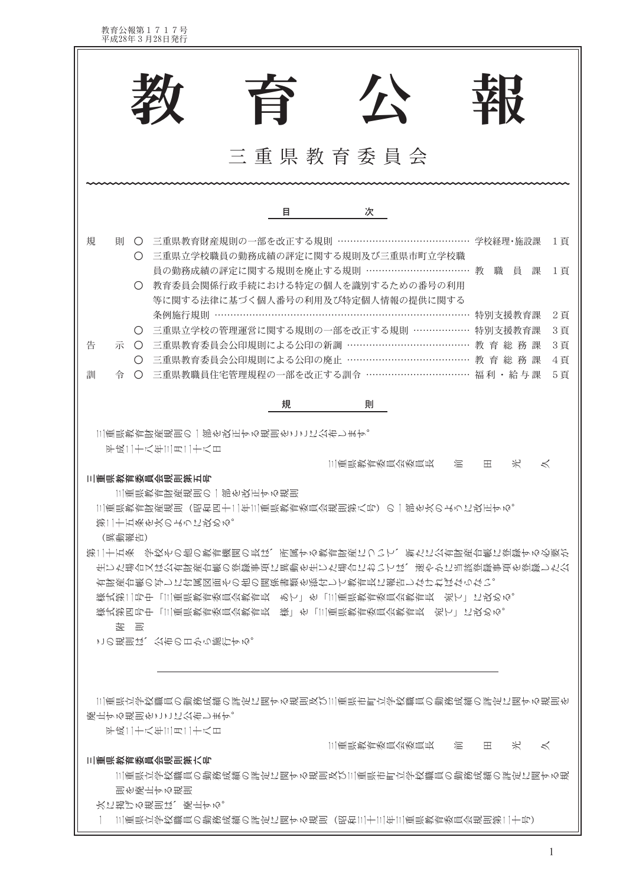# 教育公報

## 三重県教育委員会

## 目次

| | | | |
|---|---|---|---|
| 規則 | ○ 三重県教育財産規則の一部を改正する規則 | 学校経理・施設課 | 1頁 |
| | ○ 三重県立学校職員の勤務成績の評定に関する規則及び三重県市町立学校職員の勤務成績の評定に関する規則を廃止する規則 | 教職員課 | 1頁 |
| | ○ 教育委員会関係行政手続における特定の個人を識別するための番号の利用等に関する法律に基づく個人番号の利用及び特定個人情報の提供に関する条例施行規則 | 特別支援教育課 | 2頁 |
| | ○ 三重県立学校の管理運営に関する規則の一部を改正する規則 | 特別支援教育課 | 3頁 |
| 告示 | ○ 三重県教育委員会公印規則による公印の新調 | 教育総務課 | 3頁 |
| | ○ 三重県教育委員会公印規則による公印の廃止 | 教育総務課 | 4頁 |
| 訓令 | ○ 三重県教職員住宅管理規程の一部を改正する訓令 | 福利・給与課 | 5頁 |

## 規則

三重県教育財産規則の一部を改正する規則をここに公布します。

平成二十八年三月二十八日

三重県教育委員会委員長　前田光久

**三重県教育委員会規則第五号**

三重県教育財産規則の一部を改正する規則

三重県教育財産規則（昭和四十二年三重県教育委員会規則第八号）の一部を次のように改正する。

第二十五条を次のように改める。

（異動報告）

第二十五条　学校その他の教育機関の長は、所属する教育財産について、新たに公有財産台帳に登録する必要が生じた場合又は公有財産台帳の登録事項に異動が生じた場合においては、速やかに当該登録事項を登録した公有財産台帳の写しに付属図面その他の関係書類を添付して教育長に報告しなければならない。

様式第三号中「三重県教育委員会教育長　あて」を「三重県教育委員会教育長　宛て」に改める。

様式第四号中「三重県教育委員会教育長　様」を「三重県教育委員会教育長　宛て」に改める。

附　則

この規則は、公布の日から施行する。

---

三重県立学校職員の勤務成績の評定に関する規則及び三重県市町立学校職員の勤務成績の評定に関する規則を廃止する規則をここに公布します。

平成二十八年三月二十八日

三重県教育委員会委員長　前田光久

**三重県教育委員会規則第六号**

三重県立学校職員の勤務成績の評定に関する規則及び三重県市町立学校職員の勤務成績の評定に関する規則を廃止する規則

次に掲げる規則は、廃止する。

一　三重県立学校職員の勤務成績の評定に関する規則（昭和三十三年三重県教育委員会規則第二十号）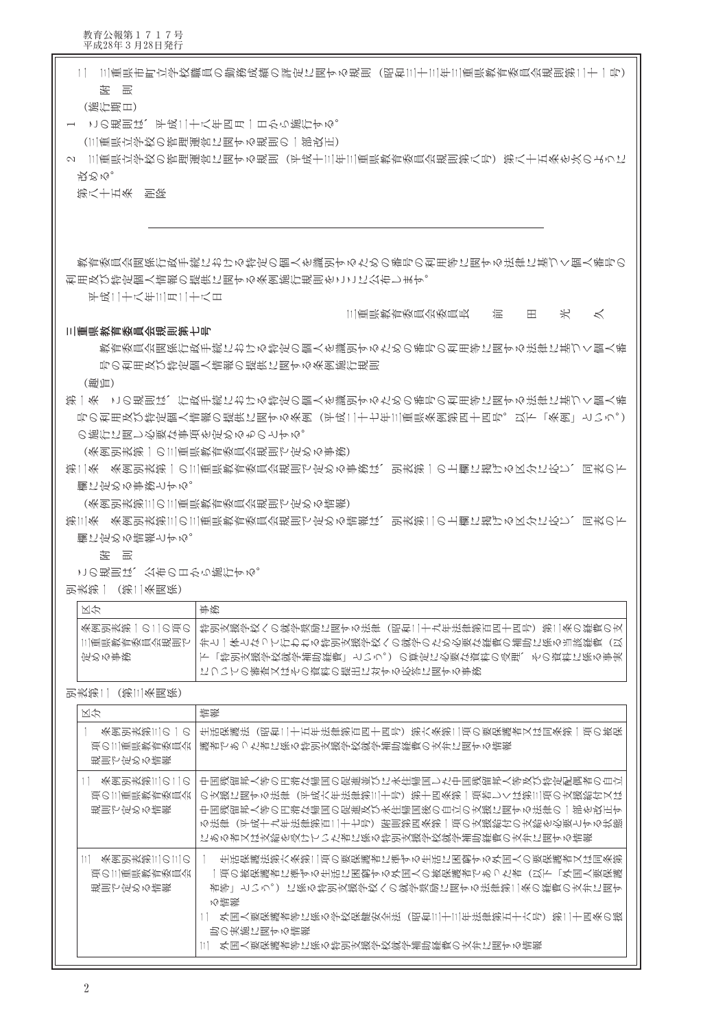二　三重県市町立学校職員の勤務成績の評定に関する規則（昭和三十三年三重県教育委員会規則第二十一号）

附　則

（施行期日）

1　この規則は、平成二十八年四月一日から施行する。

（三重県立学校の管理運営に関する規則の一部改正）

2　三重県立学校の管理運営に関する規則（平成十三年三重県教育委員会規則第八号）第八十五条を次のように改める。

第八十五条　削除

---

教育委員会関係行政手続における特定の個人を識別するための番号の利用等に関する法律に基づく個人番号の利用及び特定個人情報の提供に関する条例施行規則をここに公布します。

平成二十八年三月二十八日

三重県教育委員会委員長　前　田　光　久

## 三重県教育委員会規則第七号

教育委員会関係行政手続における特定の個人を識別するための番号の利用等に関する法律に基づく個人番号の利用及び特定個人情報の提供に関する条例施行規則

（趣旨）

第一条　この規則は、行政手続における特定の個人を識別するための番号の利用等に関する法律に基づく個人番号の利用及び特定個人情報の提供に関する条例（平成二十七年三重県条例第四十四号。以下「条例」という。）の施行に関し必要な事項を定めるものとする。

（条例別表第一の三重県教育委員会規則で定める事務）

第二条　条例別表第一の三重県教育委員会規則で定める事務は、別表第一の上欄に掲げる区分に応じ、同表の下欄に定める事務とする。

（条例別表第三の三重県教育委員会規則で定める情報）

第三条　条例別表第三の三重県教育委員会規則で定める情報は、別表第二の上欄に掲げる区分に応じ、同表の下欄に定める情報とする。

附　則

この規則は、公布の日から施行する。

別表第一（第二条関係）

| 区分 | 事務 |
|---|---|
| 条例別表第一の三の項の三重県教育委員会規則で定める事務 | 特別支援学校への就学奨励に関する法律（昭和二十九年法律第百四十四号）第二条の経費の支弁と一体となって行われる特別支援学校への就学のため必要な経費の補助に係る当該経費（以下「特別支援学校就学補助経費」という。）の算定に必要な資料の受理、その資料に係る事実についての審査又はその資料の提出に対する応答に関する事務 |

別表第二（第三条関係）

| 区分 | 情報 |
|---|---|
| 一　条例別表第三の一の項の三重県教育委員会規則で定める情報 | 生活保護法（昭和二十五年法律第百四十四号）第六条第二項の要保護者又は同条第一項の被保護者であった者に係る特別支援学校就学補助経費の支弁に関する情報 |
| 二　条例別表第三の二の項の三重県教育委員会規則で定める情報 | 中国残留邦人等の円滑な帰国の促進並びに永住帰国した中国残留邦人等及び特定配偶者の自立の支援に関する法律（平成六年法律第三十号）第十四条第一項若しくは第三項の支援給付又は中国残留邦人等の円滑な帰国の促進及び永住帰国後の自立の支援に関する法律の一部を改正する法律（平成十九年法律第百二十七号）附則第四条第一項の支援給付の支給を必要とする状態にある者又は支給を受けていた者に係る特別支援学校就学補助経費の支弁に関する情報 |
| 三　条例別表第三の三の項の三重県教育委員会規則で定める情報 | 一　生活保護法第六条第二項の要保護者に準ずる生活に困窮する外国人の要保護者又は同条第一項の被保護者に準ずる生活に困窮する外国人の被保護者であった者（以下「外国人要保護者等」という。）に係る特別支援学校への就学奨励に関する法律第二条の経費の支弁に関する情報<br>二　外国人要保護者等に係る学校保健安全法（昭和三十三年法律第五十六号）第二十四条の援助の実施に関する情報<br>三　外国人要保護者等に係る特別支援学校就学補助経費の支弁に関する情報 |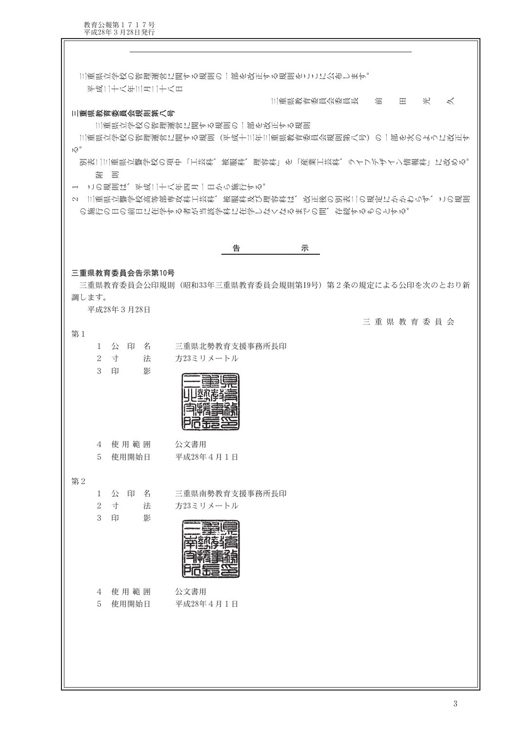三重県立学校の管理運営に関する規則の一部を改正する規則をここに公布します。

平成二十八年三月二十八日

三重県教育委員会委員長　前　田　光　久

**三重県教育委員会規則第八号**

三重県立学校の管理運営に関する規則の一部を改正する規則

三重県立学校の管理運営に関する規則（平成十三年三重県教育委員会規則第八号）の一部を次のように改正する。

別表二三重県立聾学校の項中「工芸科、被服科、理容科」を「産業工芸科、ライフデザイン情報科」に改める。

附　則

1　この規則は、平成二十八年四月一日から施行する。

2　三重県立聾学校高等部専攻科工芸科、被服科及び理容科は、改正後の別表二の規定にかかわらず、この規則の施行の日の前日に在学する者が当該学科に在学しなくなるまでの間、存続するものとする。

## 告　　示

**三重県教育委員会告示第10号**

三重県教育委員会公印規則（昭和33年三重県教育委員会規則第19号）第２条の規定による公印を次のとおり新調します。

平成28年３月28日

三 重 県 教 育 委 員 会

第１

1　公印名　　三重県北勢教育支援事務所長印
2　寸　法　　方23ミリメートル
3　印　影
4　使用範囲　公文書用
5　使用開始日　平成28年４月１日

第２

1　公印名　　三重県南勢教育支援事務所長印
2　寸　法　　方23ミリメートル
3　印　影
4　使用範囲　公文書用
5　使用開始日　平成28年４月１日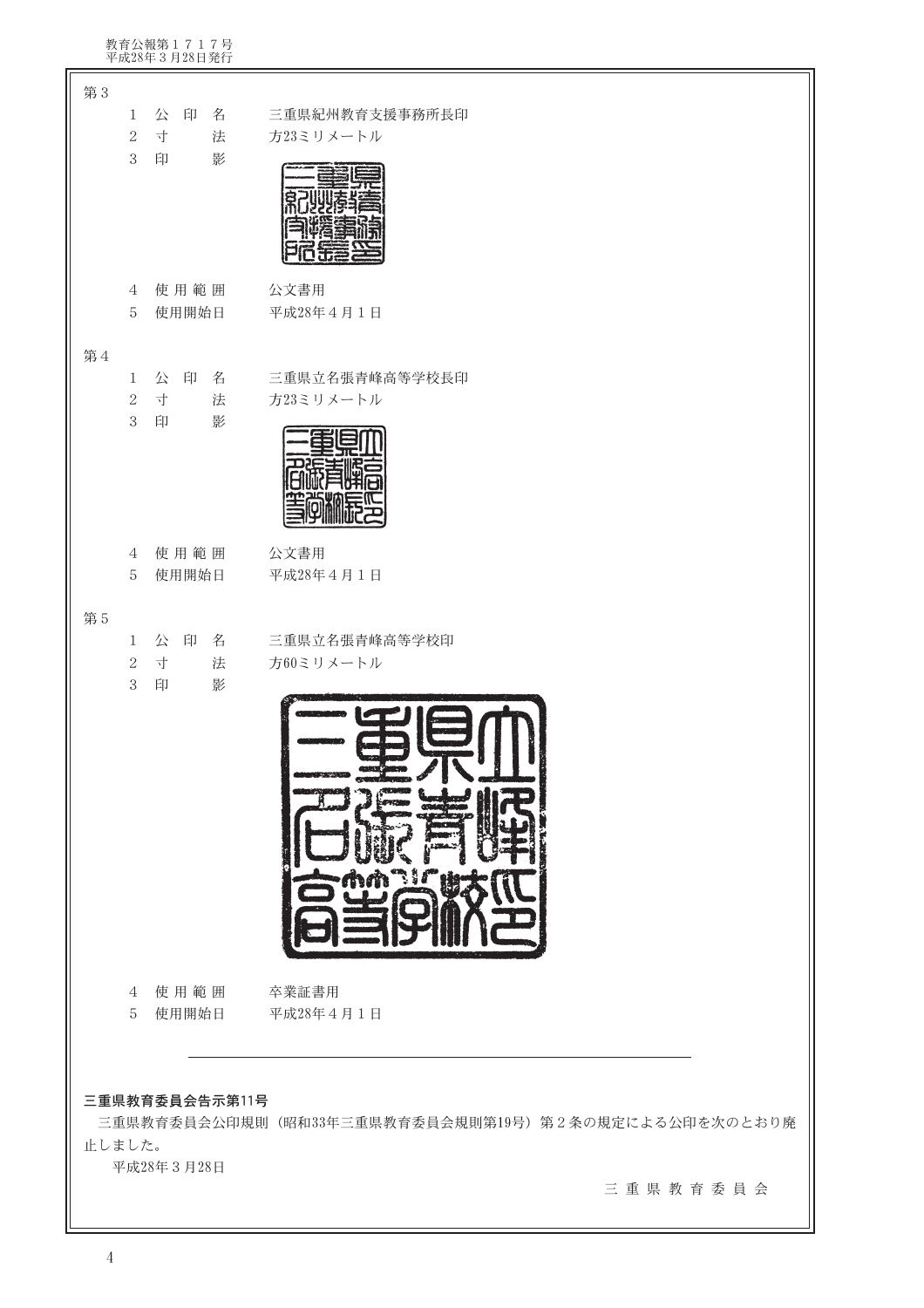第３

1　公　印　名　　三重県紀州教育支援事務所長印

2　寸　　　法　　方23ミリメートル

3　印　　　影

4　使 用 範 囲　　公文書用

5　使用開始日　　平成28年４月１日

第４

1　公　印　名　　三重県立名張青峰高等学校長印

2　寸　　　法　　方23ミリメートル

3　印　　　影

4　使 用 範 囲　　公文書用

5　使用開始日　　平成28年４月１日

第５

1　公　印　名　　三重県立名張青峰高等学校印

2　寸　　　法　　方60ミリメートル

3　印　　　影

4　使 用 範 囲　　卒業証書用

5　使用開始日　　平成28年４月１日

---

**三重県教育委員会告示第11号**

三重県教育委員会公印規則（昭和33年三重県教育委員会規則第19号）第２条の規定による公印を次のとおり廃止しました。

平成28年３月28日

三 重 県 教 育 委 員 会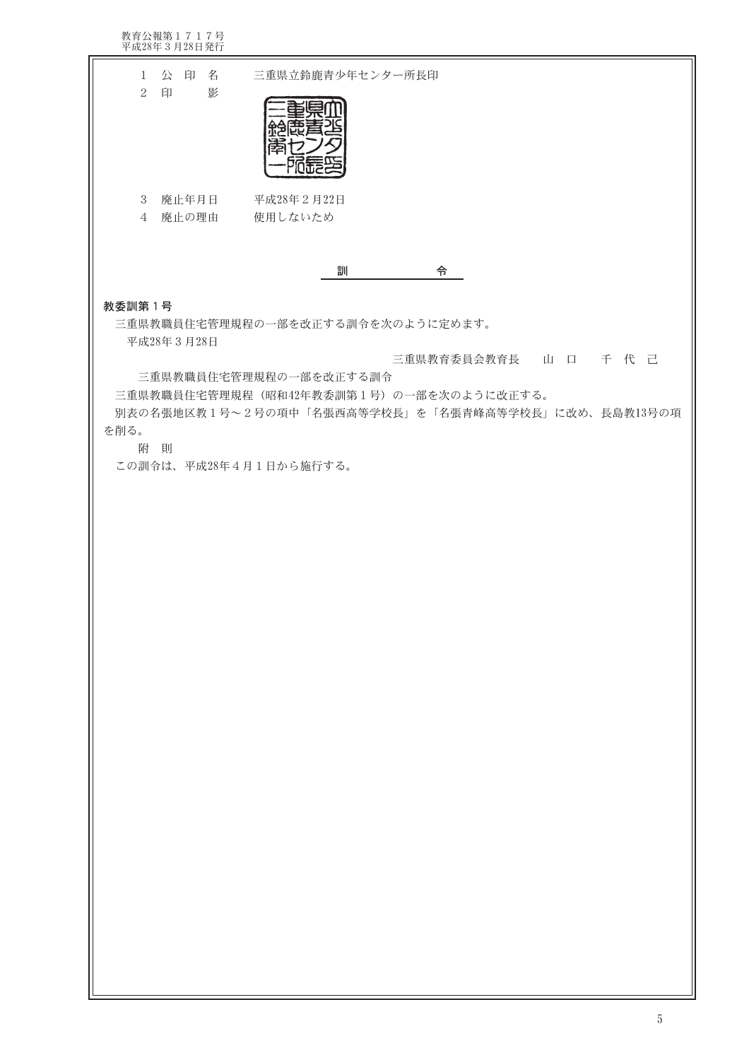1　公 印 名　　三重県立鈴鹿青少年センター所長印

2　印　　影

3　廃止年月日　　平成28年２月22日

4　廃止の理由　　使用しないため

## 訓　　令

**教委訓第１号**

三重県教職員住宅管理規程の一部を改正する訓令を次のように定めます。

平成28年３月28日

三重県教育委員会教育長　　山　口　　千 代 己

三重県教職員住宅管理規程の一部を改正する訓令

三重県教職員住宅管理規程（昭和42年教委訓第１号）の一部を次のように改正する。

別表の名張地区教１号～２号の項中「名張西高等学校長」を「名張青峰高等学校長」に改め、長島教13号の項を削る。

附　則

この訓令は、平成28年４月１日から施行する。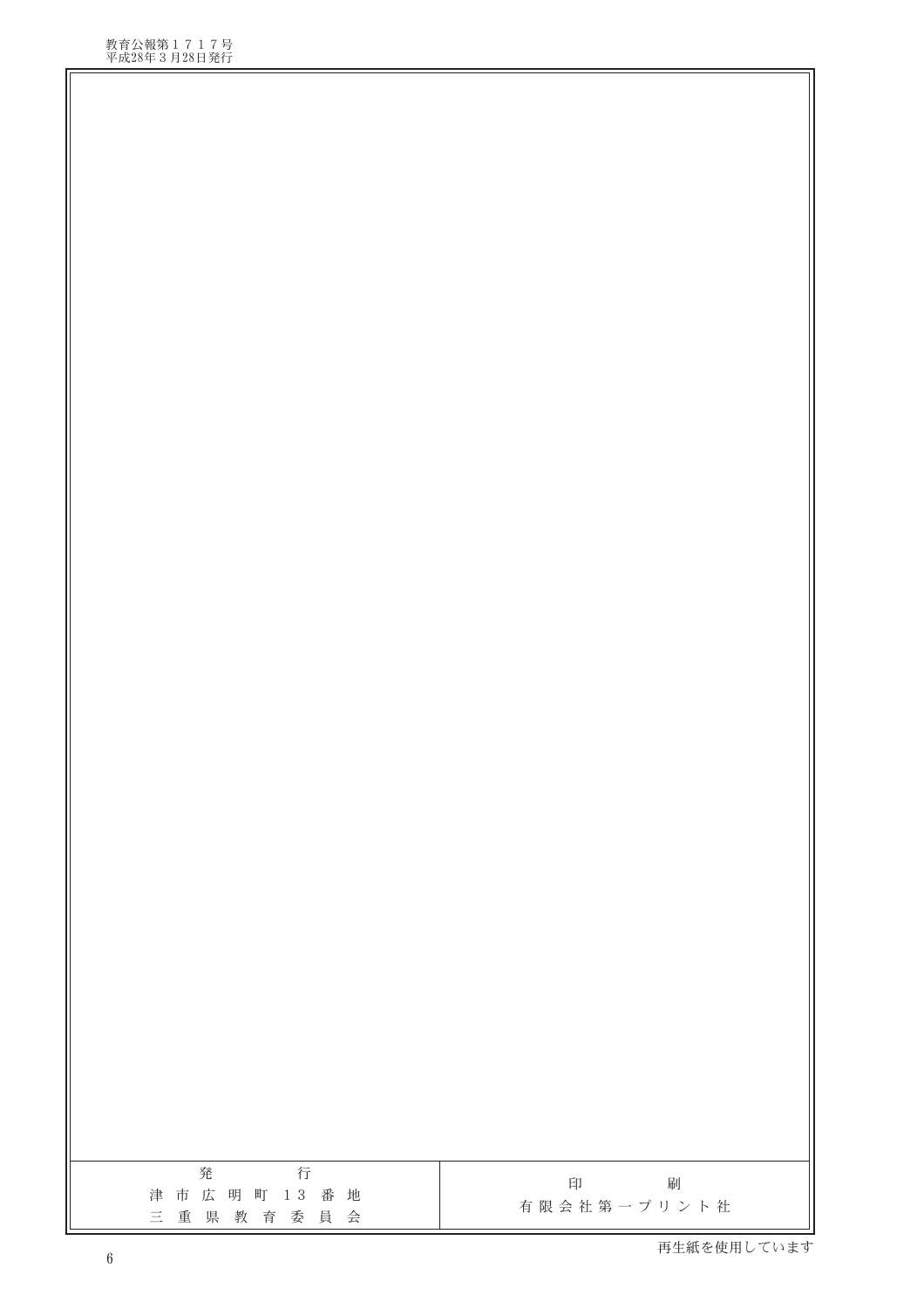| 発　行 | 印　刷 |
| --- | --- |
| 津市広明町13番地<br>三重県教育委員会 | 有限会社第一プリント社 |

再生紙を使用しています